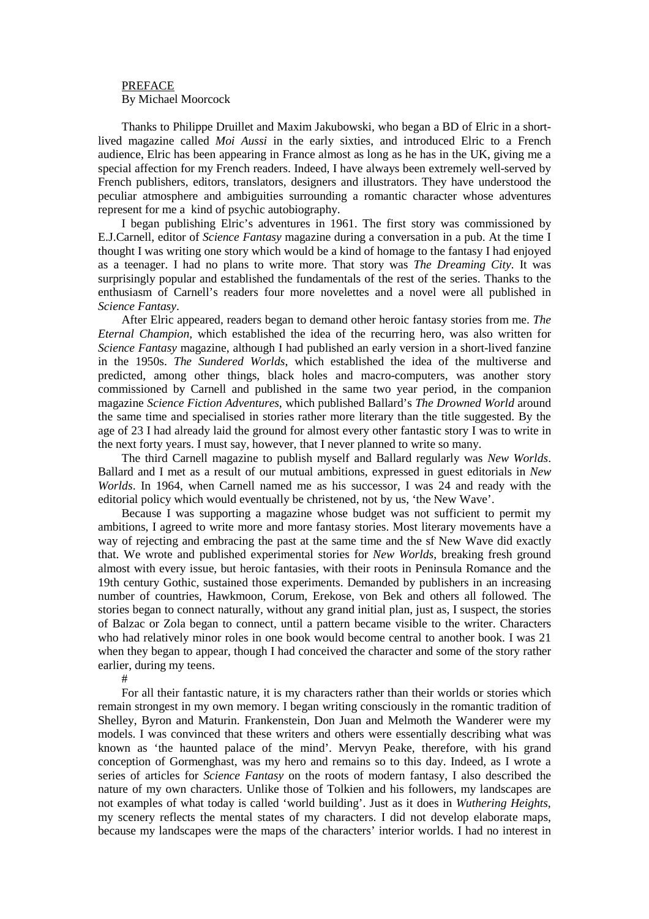# PREFACE

By Michael Moorcock

Thanks to Philippe Druillet and Maxim Jakubowski, who began a BD of Elric in a short-lived magazine called *Moi Aussi* in the early sixties, and introduced Elric to a French audience, Elric has been appearing in France almost as long as he has in the UK, giving me a special affection for my French readers. Indeed, I have always been extremely well-served by French publishers, editors, translators, designers and illustrators. They have understood the peculiar atmosphere and ambiguities surrounding a romantic character whose adventures represent for me a kind of psychic autobiography.

I began publishing Elric's adventures in 1961. The first story was commissioned by E.J.Carnell, editor of *Science Fantasy* magazine during a conversation in a pub. At the time I thought I was writing one story which would be a kind of homage to the fantasy I had enjoyed as a teenager. I had no plans to write more. That story was *The Dreaming City*. It was surprisingly popular and established the fundamentals of the rest of the series. Thanks to the enthusiasm of Carnell's readers four more novelettes and a novel were all published in *Science Fantasy*.

After Elric appeared, readers began to demand other heroic fantasy stories from me. *The Eternal Champion*, which established the idea of the recurring hero, was also written for *Science Fantasy* magazine, although I had published an early version in a short-lived fanzine in the 1950s. *The Sundered Worlds*, which established the idea of the multiverse and predicted, among other things, black holes and macro-computers, was another story commissioned by Carnell and published in the same two year period, in the companion magazine *Science Fiction Adventures*, which published Ballard's *The Drowned World* around the same time and specialised in stories rather more literary than the title suggested. By the age of 23 I had already laid the ground for almost every other fantastic story I was to write in the next forty years. I must say, however, that I never planned to write so many.

The third Carnell magazine to publish myself and Ballard regularly was *New Worlds*. Ballard and I met as a result of our mutual ambitions, expressed in guest editorials in *New Worlds*. In 1964, when Carnell named me as his successor, I was 24 and ready with the editorial policy which would eventually be christened, not by us, 'the New Wave'.

Because I was supporting a magazine whose budget was not sufficient to permit my ambitions, I agreed to write more and more fantasy stories. Most literary movements have a way of rejecting and embracing the past at the same time and the sf New Wave did exactly that. We wrote and published experimental stories for *New Worlds*, breaking fresh ground almost with every issue, but heroic fantasies, with their roots in Peninsula Romance and the 19th century Gothic, sustained those experiments. Demanded by publishers in an increasing number of countries, Hawkmoon, Corum, Erekose, von Bek and others all followed. The stories began to connect naturally, without any grand initial plan, just as, I suspect, the stories of Balzac or Zola began to connect, until a pattern became visible to the writer. Characters who had relatively minor roles in one book would become central to another book. I was 21 when they began to appear, though I had conceived the character and some of the story rather earlier, during my teens.

#

For all their fantastic nature, it is my characters rather than their worlds or stories which remain strongest in my own memory. I began writing consciously in the romantic tradition of Shelley, Byron and Maturin. Frankenstein, Don Juan and Melmoth the Wanderer were my models. I was convinced that these writers and others were essentially describing what was known as 'the haunted palace of the mind'. Mervyn Peake, therefore, with his grand conception of Gormenghast, was my hero and remains so to this day. Indeed, as I wrote a series of articles for *Science Fantasy* on the roots of modern fantasy, I also described the nature of my own characters. Unlike those of Tolkien and his followers, my landscapes are not examples of what today is called 'world building'. Just as it does in *Wuthering Heights*, my scenery reflects the mental states of my characters. I did not develop elaborate maps, because my landscapes were the maps of the characters' interior worlds. I had no interest in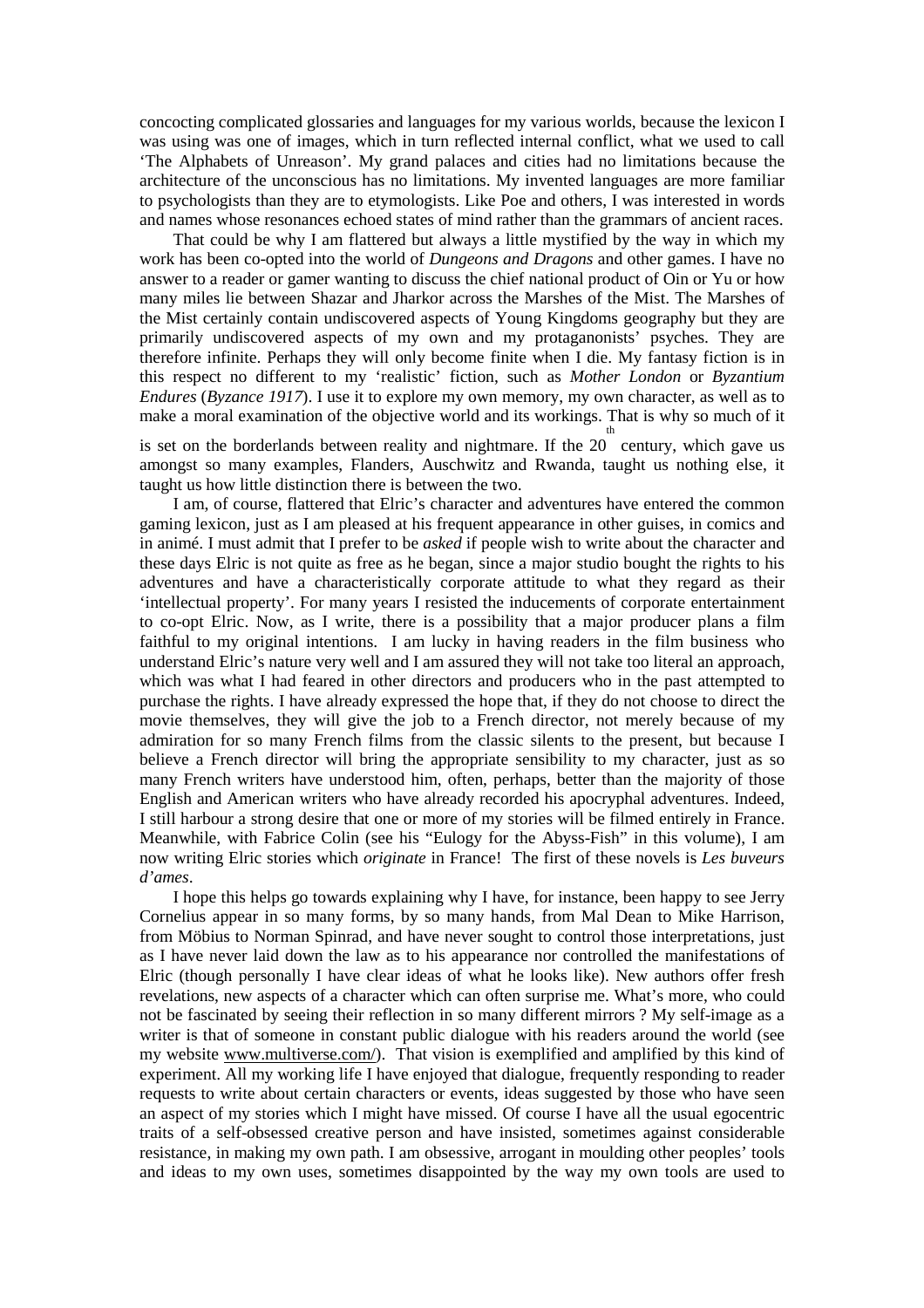concocting complicated glossaries and languages for my various worlds, because the lexicon I was using was one of images, which in turn reflected internal conflict, what we used to call 'The Alphabets of Unreason'. My grand palaces and cities had no limitations because the architecture of the unconscious has no limitations. My invented languages are more familiar to psychologists than they are to etymologists. Like Poe and others, I was interested in words and names whose resonances echoed states of mind rather than the grammars of ancient races.

That could be why I am flattered but always a little mystified by the way in which my work has been co-opted into the world of *Dungeons and Dragons* and other games. I have no answer to a reader or gamer wanting to discuss the chief national product of Oin or Yu or how many miles lie between Shazar and Jharkor across the Marshes of the Mist. The Marshes of the Mist certainly contain undiscovered aspects of Young Kingdoms geography but they are primarily undiscovered aspects of my own and my protaganonists' psyches. They are therefore infinite. Perhaps they will only become finite when I die. My fantasy fiction is in this respect no different to my 'realistic' fiction, such as *Mother London* or *Byzantium Endures* (*Byzance 1917*). I use it to explore my own memory, my own character, as well as to make a moral examination of the objective world and its workings. That is why so much of it is set on the borderlands between reality and nightmare. If the 20th century, which gave us amongst so many examples, Flanders, Auschwitz and Rwanda, taught us nothing else, it taught us how little distinction there is between the two.

I am, of course, flattered that Elric's character and adventures have entered the common gaming lexicon, just as I am pleased at his frequent appearance in other guises, in comics and in animé. I must admit that I prefer to be *asked* if people wish to write about the character and these days Elric is not quite as free as he began, since a major studio bought the rights to his adventures and have a characteristically corporate attitude to what they regard as their 'intellectual property'. For many years I resisted the inducements of corporate entertainment to co-opt Elric. Now, as I write, there is a possibility that a major producer plans a film faithful to my original intentions. I am lucky in having readers in the film business who understand Elric's nature very well and I am assured they will not take too literal an approach, which was what I had feared in other directors and producers who in the past attempted to purchase the rights. I have already expressed the hope that, if they do not choose to direct the movie themselves, they will give the job to a French director, not merely because of my admiration for so many French films from the classic silents to the present, but because I believe a French director will bring the appropriate sensibility to my character, just as so many French writers have understood him, often, perhaps, better than the majority of those English and American writers who have already recorded his apocryphal adventures. Indeed, I still harbour a strong desire that one or more of my stories will be filmed entirely in France. Meanwhile, with Fabrice Colin (see his "Eulogy for the Abyss-Fish" in this volume), I am now writing Elric stories which *originate* in France! The first of these novels is *Les buveurs d'ames*.

I hope this helps go towards explaining why I have, for instance, been happy to see Jerry Cornelius appear in so many forms, by so many hands, from Mal Dean to Mike Harrison, from Möbius to Norman Spinrad, and have never sought to control those interpretations, just as I have never laid down the law as to his appearance nor controlled the manifestations of Elric (though personally I have clear ideas of what he looks like). New authors offer fresh revelations, new aspects of a character which can often surprise me. What's more, who could not be fascinated by seeing their reflection in so many different mirrors ? My self-image as a writer is that of someone in constant public dialogue with his readers around the world (see my website www.multiverse.com/). That vision is exemplified and amplified by this kind of experiment. All my working life I have enjoyed that dialogue, frequently responding to reader requests to write about certain characters or events, ideas suggested by those who have seen an aspect of my stories which I might have missed. Of course I have all the usual egocentric traits of a self-obsessed creative person and have insisted, sometimes against considerable resistance, in making my own path. I am obsessive, arrogant in moulding other peoples' tools and ideas to my own uses, sometimes disappointed by the way my own tools are used to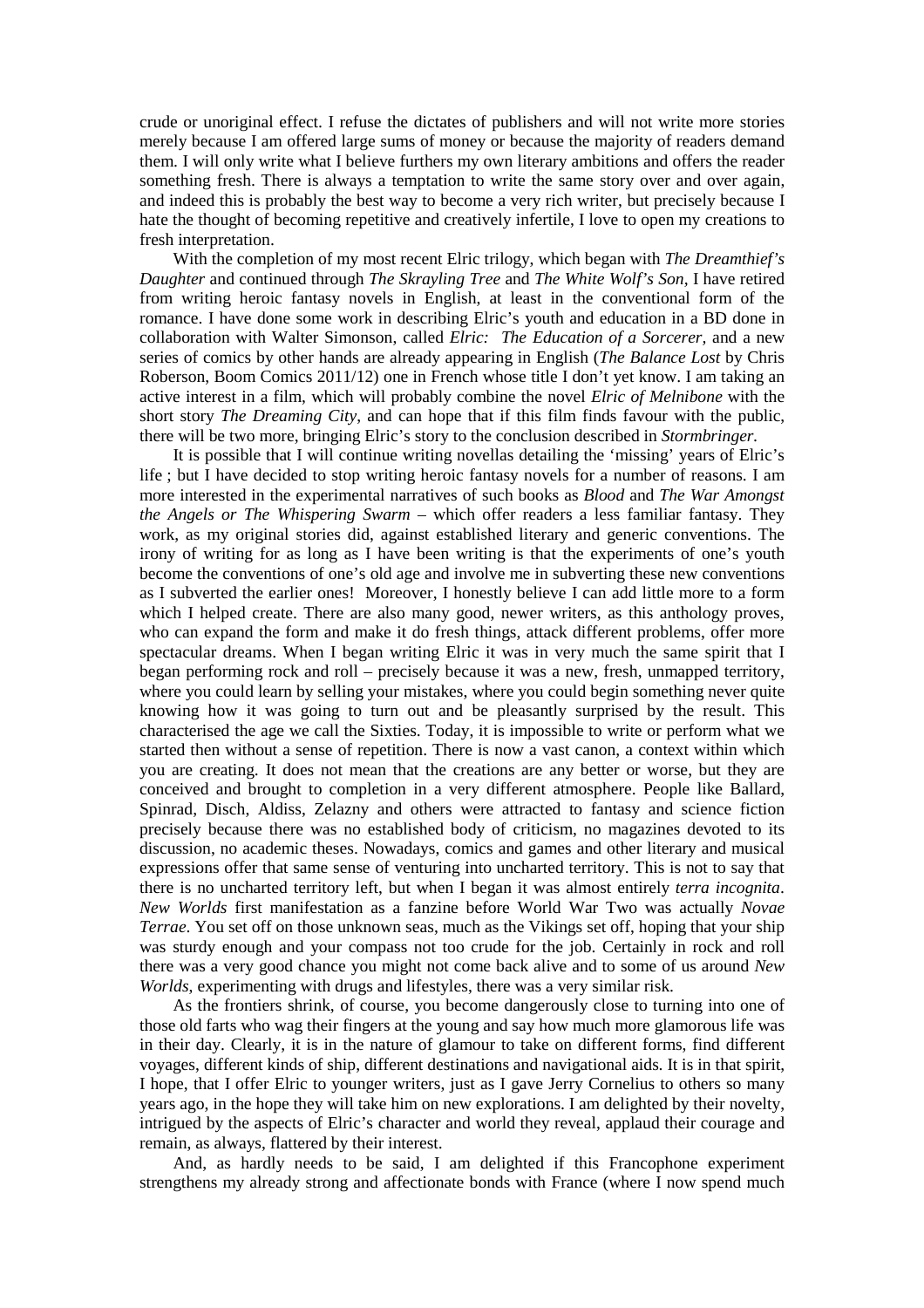crude or unoriginal effect. I refuse the dictates of publishers and will not write more stories merely because I am offered large sums of money or because the majority of readers demand them. I will only write what I believe furthers my own literary ambitions and offers the reader something fresh. There is always a temptation to write the same story over and over again, and indeed this is probably the best way to become a very rich writer, but precisely because I hate the thought of becoming repetitive and creatively infertile, I love to open my creations to fresh interpretation.

With the completion of my most recent Elric trilogy, which began with *The Dreamthief's Daughter* and continued through *The Skrayling Tree* and *The White Wolf's Son*, I have retired from writing heroic fantasy novels in English, at least in the conventional form of the romance. I have done some work in describing Elric's youth and education in a BD done in collaboration with Walter Simonson, called *Elric: The Education of a Sorcerer,* and a new series of comics by other hands are already appearing in English (*The Balance Lost* by Chris Roberson, Boom Comics 2011/12) one in French whose title I don't yet know. I am taking an active interest in a film, which will probably combine the novel *Elric of Melnibone* with the short story *The Dreaming City*, and can hope that if this film finds favour with the public, there will be two more, bringing Elric's story to the conclusion described in *Stormbringer.*

It is possible that I will continue writing novellas detailing the 'missing' years of Elric's life ; but I have decided to stop writing heroic fantasy novels for a number of reasons. I am more interested in the experimental narratives of such books as *Blood* and *The War Amongst the Angels or The Whispering Swarm* – which offer readers a less familiar fantasy. They work, as my original stories did, against established literary and generic conventions. The irony of writing for as long as I have been writing is that the experiments of one's youth become the conventions of one's old age and involve me in subverting these new conventions as I subverted the earlier ones! Moreover, I honestly believe I can add little more to a form which I helped create. There are also many good, newer writers, as this anthology proves, who can expand the form and make it do fresh things, attack different problems, offer more spectacular dreams. When I began writing Elric it was in very much the same spirit that I began performing rock and roll – precisely because it was a new, fresh, unmapped territory, where you could learn by selling your mistakes, where you could begin something never quite knowing how it was going to turn out and be pleasantly surprised by the result. This characterised the age we call the Sixties. Today, it is impossible to write or perform what we started then without a sense of repetition. There is now a vast canon, a context within which you are creating. It does not mean that the creations are any better or worse, but they are conceived and brought to completion in a very different atmosphere. People like Ballard, Spinrad, Disch, Aldiss, Zelazny and others were attracted to fantasy and science fiction precisely because there was no established body of criticism, no magazines devoted to its discussion, no academic theses. Nowadays, comics and games and other literary and musical expressions offer that same sense of venturing into uncharted territory. This is not to say that there is no uncharted territory left, but when I began it was almost entirely *terra incognita*. *New Worlds* first manifestation as a fanzine before World War Two was actually *Novae Terrae*. You set off on those unknown seas, much as the Vikings set off, hoping that your ship was sturdy enough and your compass not too crude for the job. Certainly in rock and roll there was a very good chance you might not come back alive and to some of us around *New Worlds*, experimenting with drugs and lifestyles, there was a very similar risk.

As the frontiers shrink, of course, you become dangerously close to turning into one of those old farts who wag their fingers at the young and say how much more glamorous life was in their day. Clearly, it is in the nature of glamour to take on different forms, find different voyages, different kinds of ship, different destinations and navigational aids. It is in that spirit, I hope, that I offer Elric to younger writers, just as I gave Jerry Cornelius to others so many years ago, in the hope they will take him on new explorations. I am delighted by their novelty, intrigued by the aspects of Elric's character and world they reveal, applaud their courage and remain, as always, flattered by their interest.

And, as hardly needs to be said, I am delighted if this Francophone experiment strengthens my already strong and affectionate bonds with France (where I now spend much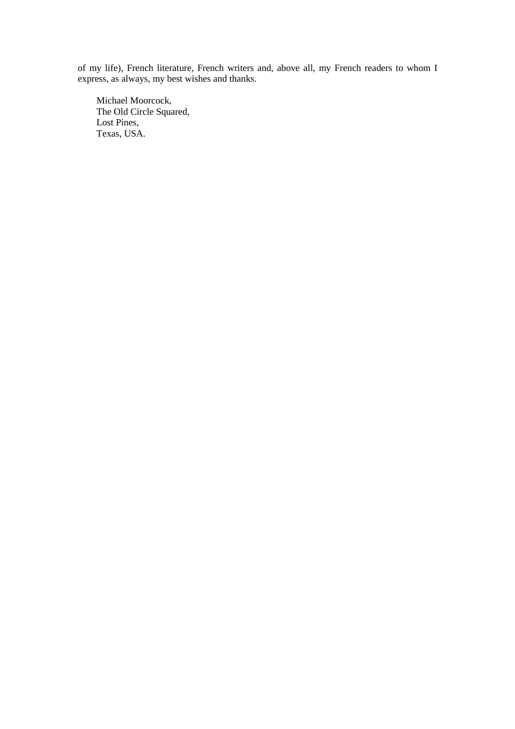of my life), French literature, French writers and, above all, my French readers to whom I express, as always, my best wishes and thanks.

Michael Moorcock,  
The Old Circle Squared,  
Lost Pines,  
Texas, USA.